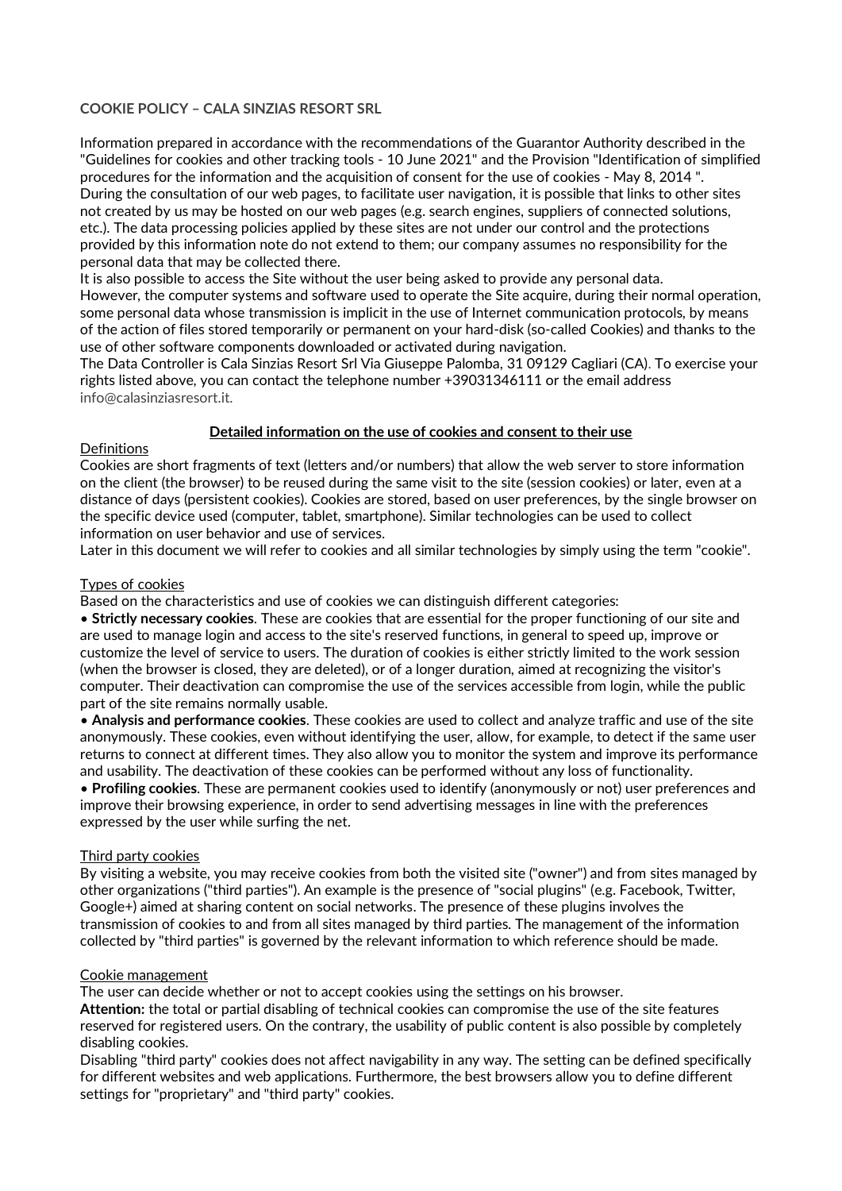**COOKIE POLICY – CALA SINZIAS RESORT SRL**

Information prepared in accordance with the recommendations of the Guarantor Authority described in the "Guidelines for cookies and other tracking tools - 10 June 2021" and the Provision "Identification of simplified procedures for the information and the acquisition of consent for the use of cookies - May 8, 2014 ".
During the consultation of our web pages, to facilitate user navigation, it is possible that links to other sites not created by us may be hosted on our web pages (e.g. search engines, suppliers of connected solutions, etc.). The data processing policies applied by these sites are not under our control and the protections provided by this information note do not extend to them; our company assumes no responsibility for the personal data that may be collected there.
It is also possible to access the Site without the user being asked to provide any personal data.
However, the computer systems and software used to operate the Site acquire, during their normal operation, some personal data whose transmission is implicit in the use of Internet communication protocols, by means of the action of files stored temporarily or permanent on your hard-disk (so-called Cookies) and thanks to the use of other software components downloaded or activated during navigation.
The Data Controller is Cala Sinzias Resort Srl Via Giuseppe Palomba, 31 09129 Cagliari (CA). To exercise your rights listed above, you can contact the telephone number +39031346111 or the email address info@calasinziasresort.it.

**Detailed information on the use of cookies and consent to their use**

Definitions
Cookies are short fragments of text (letters and/or numbers) that allow the web server to store information on the client (the browser) to be reused during the same visit to the site (session cookies) or later, even at a distance of days (persistent cookies). Cookies are stored, based on user preferences, by the single browser on the specific device used (computer, tablet, smartphone). Similar technologies can be used to collect information on user behavior and use of services.
Later in this document we will refer to cookies and all similar technologies by simply using the term "cookie".

Types of cookies
Based on the characteristics and use of cookies we can distinguish different categories:

- **Strictly necessary cookies**. These are cookies that are essential for the proper functioning of our site and are used to manage login and access to the site's reserved functions, in general to speed up, improve or customize the level of service to users. The duration of cookies is either strictly limited to the work session (when the browser is closed, they are deleted), or of a longer duration, aimed at recognizing the visitor's computer. Their deactivation can compromise the use of the services accessible from login, while the public part of the site remains normally usable.
- **Analysis and performance cookies**. These cookies are used to collect and analyze traffic and use of the site anonymously. These cookies, even without identifying the user, allow, for example, to detect if the same user returns to connect at different times. They also allow you to monitor the system and improve its performance and usability. The deactivation of these cookies can be performed without any loss of functionality.
- **Profiling cookies**. These are permanent cookies used to identify (anonymously or not) user preferences and improve their browsing experience, in order to send advertising messages in line with the preferences expressed by the user while surfing the net.

Third party cookies
By visiting a website, you may receive cookies from both the visited site ("owner") and from sites managed by other organizations ("third parties"). An example is the presence of "social plugins" (e.g. Facebook, Twitter, Google+) aimed at sharing content on social networks. The presence of these plugins involves the transmission of cookies to and from all sites managed by third parties. The management of the information collected by "third parties" is governed by the relevant information to which reference should be made.

Cookie management
The user can decide whether or not to accept cookies using the settings on his browser.
**Attention:** the total or partial disabling of technical cookies can compromise the use of the site features reserved for registered users. On the contrary, the usability of public content is also possible by completely disabling cookies.
Disabling "third party" cookies does not affect navigability in any way. The setting can be defined specifically for different websites and web applications. Furthermore, the best browsers allow you to define different settings for "proprietary" and "third party" cookies.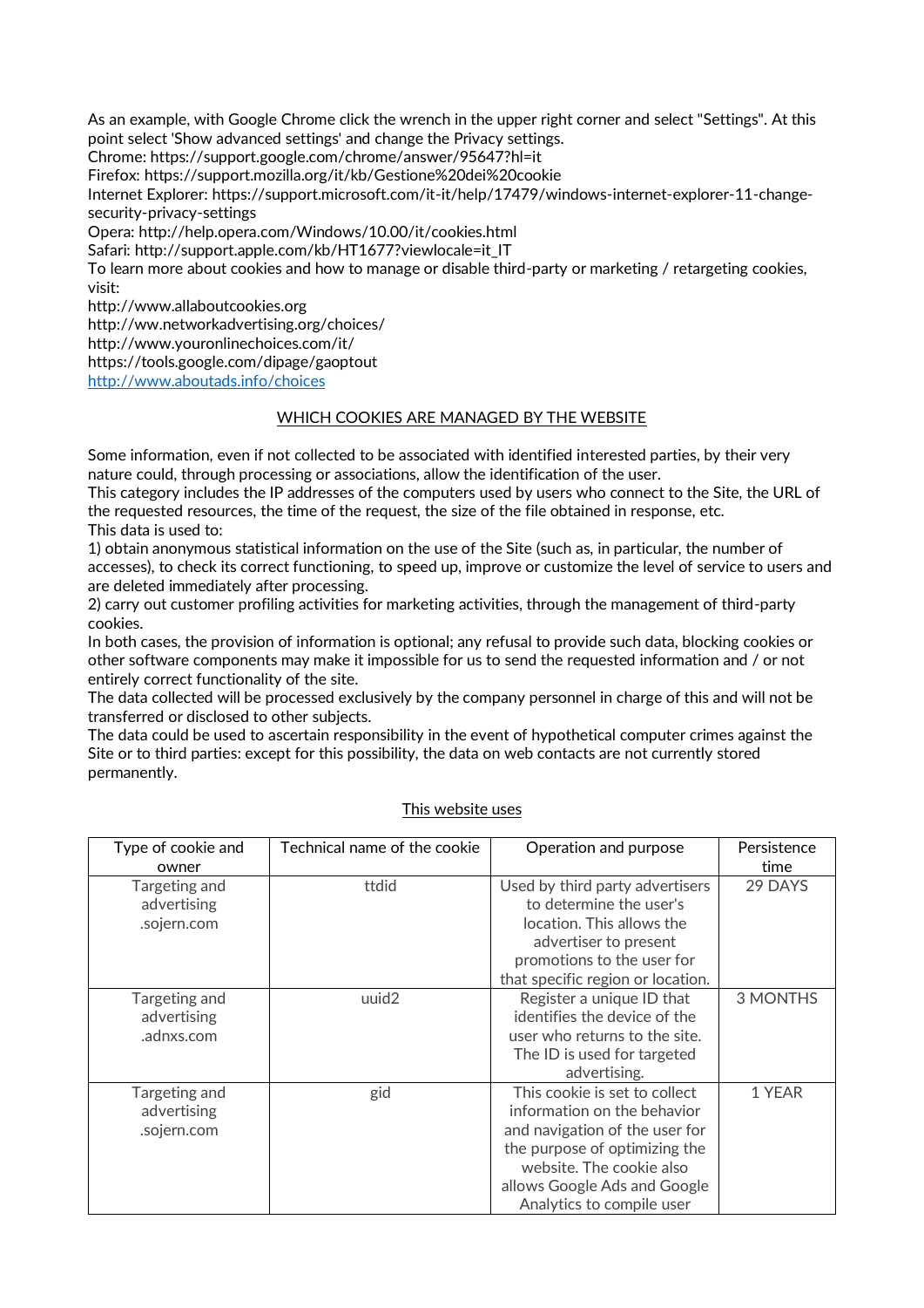As an example, with Google Chrome click the wrench in the upper right corner and select "Settings". At this point select 'Show advanced settings' and change the Privacy settings.
Chrome: https://support.google.com/chrome/answer/95647?hl=it
Firefox: https://support.mozilla.org/it/kb/Gestione%20dei%20cookie
Internet Explorer: https://support.microsoft.com/it-it/help/17479/windows-internet-explorer-11-change-security-privacy-settings
Opera: http://help.opera.com/Windows/10.00/it/cookies.html
Safari: http://support.apple.com/kb/HT1677?viewlocale=it_IT
To learn more about cookies and how to manage or disable third-party or marketing / retargeting cookies, visit:
http://www.allaboutcookies.org
http://ww.networkadvertising.org/choices/
http://www.youronlinechoices.com/it/
https://tools.google.com/dipage/gaoptout
http://www.aboutads.info/choices

## WHICH COOKIES ARE MANAGED BY THE WEBSITE

Some information, even if not collected to be associated with identified interested parties, by their very nature could, through processing or associations, allow the identification of the user.
This category includes the IP addresses of the computers used by users who connect to the Site, the URL of the requested resources, the time of the request, the size of the file obtained in response, etc.
This data is used to:
1) obtain anonymous statistical information on the use of the Site (such as, in particular, the number of accesses), to check its correct functioning, to speed up, improve or customize the level of service to users and are deleted immediately after processing.
2) carry out customer profiling activities for marketing activities, through the management of third-party cookies.
In both cases, the provision of information is optional; any refusal to provide such data, blocking cookies or other software components may make it impossible for us to send the requested information and / or not entirely correct functionality of the site.
The data collected will be processed exclusively by the company personnel in charge of this and will not be transferred or disclosed to other subjects.
The data could be used to ascertain responsibility in the event of hypothetical computer crimes against the Site or to third parties: except for this possibility, the data on web contacts are not currently stored permanently.

This website uses

| Type of cookie and owner | Technical name of the cookie | Operation and purpose | Persistence time |
|---|---|---|---|
| Targeting and advertising .sojern.com | ttdid | Used by third party advertisers to determine the user's location. This allows the advertiser to present promotions to the user for that specific region or location. | 29 DAYS |
| Targeting and advertising .adnxs.com | uuid2 | Register a unique ID that identifies the device of the user who returns to the site. The ID is used for targeted advertising. | 3 MONTHS |
| Targeting and advertising .sojern.com | gid | This cookie is set to collect information on the behavior and navigation of the user for the purpose of optimizing the website. The cookie also allows Google Ads and Google Analytics to compile user | 1 YEAR |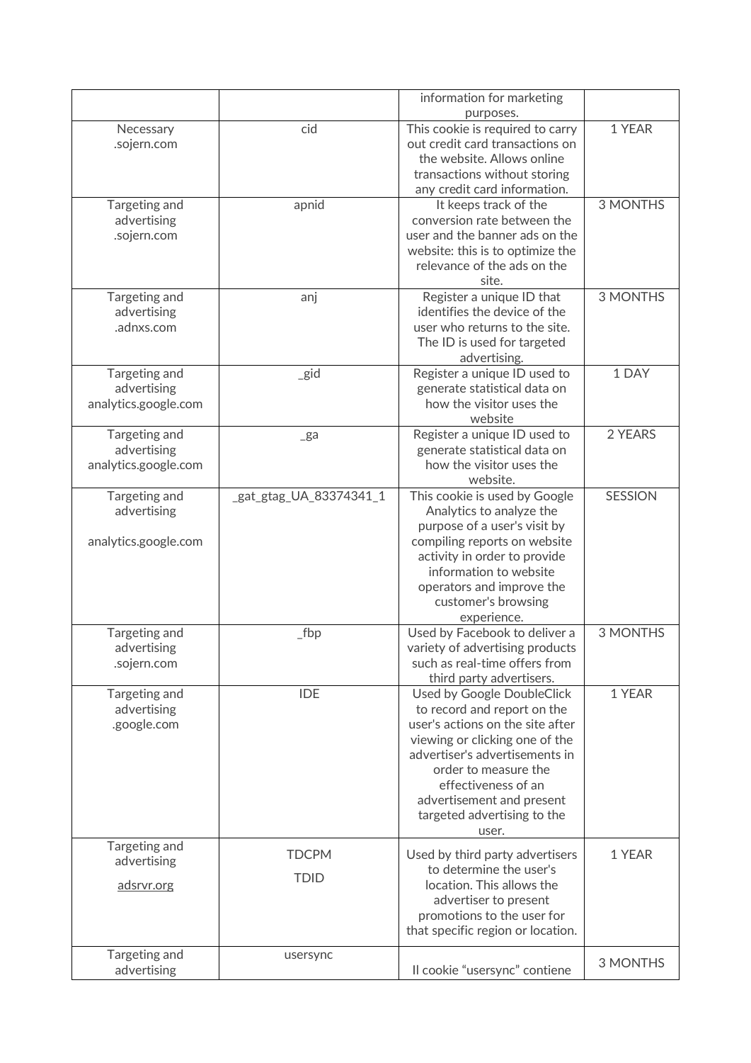| | | information for marketing purposes. | |
|---|---|---|---|
| Necessary .sojern.com | cid | This cookie is required to carry out credit card transactions on the website. Allows online transactions without storing any credit card information. | 1 YEAR |
| Targeting and advertising .sojern.com | apnid | It keeps track of the conversion rate between the user and the banner ads on the website: this is to optimize the relevance of the ads on the site. | 3 MONTHS |
| Targeting and advertising .adnxs.com | anj | Register a unique ID that identifies the device of the user who returns to the site. The ID is used for targeted advertising. | 3 MONTHS |
| Targeting and advertising analytics.google.com | _gid | Register a unique ID used to generate statistical data on how the visitor uses the website | 1 DAY |
| Targeting and advertising analytics.google.com | _ga | Register a unique ID used to generate statistical data on how the visitor uses the website. | 2 YEARS |
| Targeting and advertising analytics.google.com | _gat_gtag_UA_83374341_1 | This cookie is used by Google Analytics to analyze the purpose of a user's visit by compiling reports on website activity in order to provide information to website operators and improve the customer's browsing experience. | SESSION |
| Targeting and advertising .sojern.com | _fbp | Used by Facebook to deliver a variety of advertising products such as real-time offers from third party advertisers. | 3 MONTHS |
| Targeting and advertising .google.com | IDE | Used by Google DoubleClick to record and report on the user's actions on the site after viewing or clicking one of the advertiser's advertisements in order to measure the effectiveness of an advertisement and present targeted advertising to the user. | 1 YEAR |
| Targeting and advertising adsrvr.org | TDCPM TDID | Used by third party advertisers to determine the user's location. This allows the advertiser to present promotions to the user for that specific region or location. | 1 YEAR |
| Targeting and advertising | usersync | Il cookie “usersync” contiene | 3 MONTHS |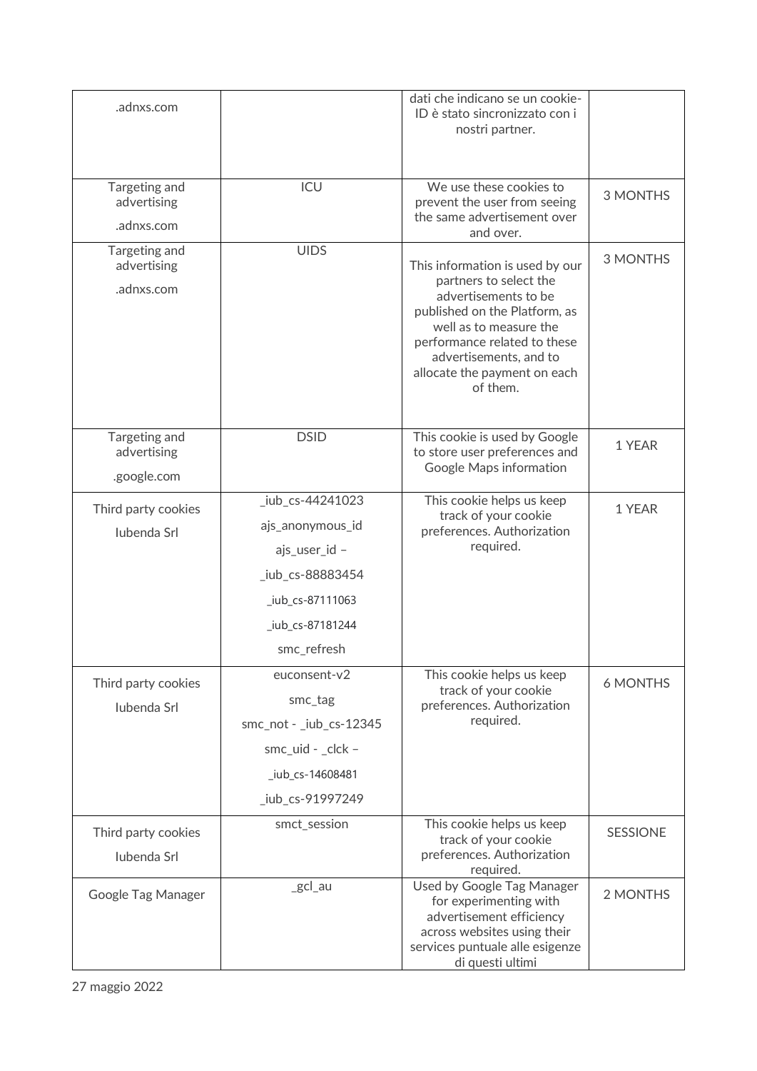| | | | |
|---|---|---|---|
| .adnxs.com | | dati che indicano se un cookie-ID è stato sincronizzato con i nostri partner. | |
| Targeting and advertising<br>.adnxs.com | ICU | We use these cookies to prevent the user from seeing the same advertisement over and over. | 3 MONTHS |
| Targeting and advertising<br>.adnxs.com | UIDS | This information is used by our partners to select the advertisements to be published on the Platform, as well as to measure the performance related to these advertisements, and to allocate the payment on each of them. | 3 MONTHS |
| Targeting and advertising<br>.google.com | DSID | This cookie is used by Google to store user preferences and Google Maps information | 1 YEAR |
| Third party cookies<br>Iubenda Srl | _iub_cs-44241023<br>ajs_anonymous_id<br>ajs_user_id –<br>_iub_cs-88883454<br>_iub_cs-87111063<br>_iub_cs-87181244<br>smc_refresh | This cookie helps us keep track of your cookie preferences. Authorization required. | 1 YEAR |
| Third party cookies<br>Iubenda Srl | euconsent-v2<br>smc_tag<br>smc_not - _iub_cs-12345<br>smc_uid - _clck –<br>_iub_cs-14608481<br>_iub_cs-91997249 | This cookie helps us keep track of your cookie preferences. Authorization required. | 6 MONTHS |
| Third party cookies<br>Iubenda Srl | smct_session | This cookie helps us keep track of your cookie preferences. Authorization required. | SESSIONE |
| Google Tag Manager | _gcl_au | Used by Google Tag Manager for experimenting with advertisement efficiency across websites using their services puntuale alle esigenze di questi ultimi | 2 MONTHS |

27 maggio 2022